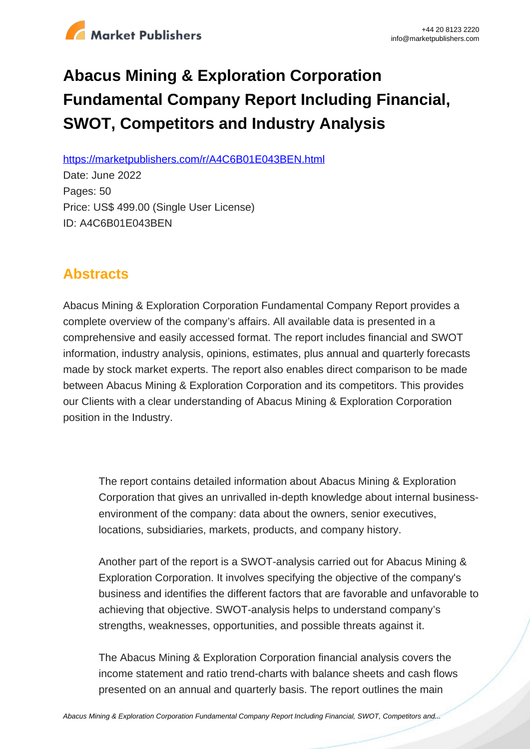# Abacus Mining & Exploration Corporation Fundamental Company Report Including Financial, SWOT, Competitors and Industry Analysis

https://marketpublishers.com/r/A4C6B01E043BEN.html

Date: June 2022

Pages: 50

Price: US$ 499.00 (Single User License)

ID: A4C6B01E043BEN

## Abstracts

Abacus Mining & Exploration Corporation Fundamental Company Report provides a complete overview of the company's affairs. All available data is presented in a comprehensive and easily accessed format. The report includes financial and SWOT information, industry analysis, opinions, estimates, plus annual and quarterly forecasts made by stock market experts. The report also enables direct comparison to be made between Abacus Mining & Exploration Corporation and its competitors. This provides our Clients with a clear understanding of Abacus Mining & Exploration Corporation position in the Industry.

The report contains detailed information about Abacus Mining & Exploration Corporation that gives an unrivalled in-depth knowledge about internal business-environment of the company: data about the owners, senior executives, locations, subsidiaries, markets, products, and company history.

Another part of the report is a SWOT-analysis carried out for Abacus Mining & Exploration Corporation. It involves specifying the objective of the company's business and identifies the different factors that are favorable and unfavorable to achieving that objective. SWOT-analysis helps to understand company's strengths, weaknesses, opportunities, and possible threats against it.

The Abacus Mining & Exploration Corporation financial analysis covers the income statement and ratio trend-charts with balance sheets and cash flows presented on an annual and quarterly basis. The report outlines the main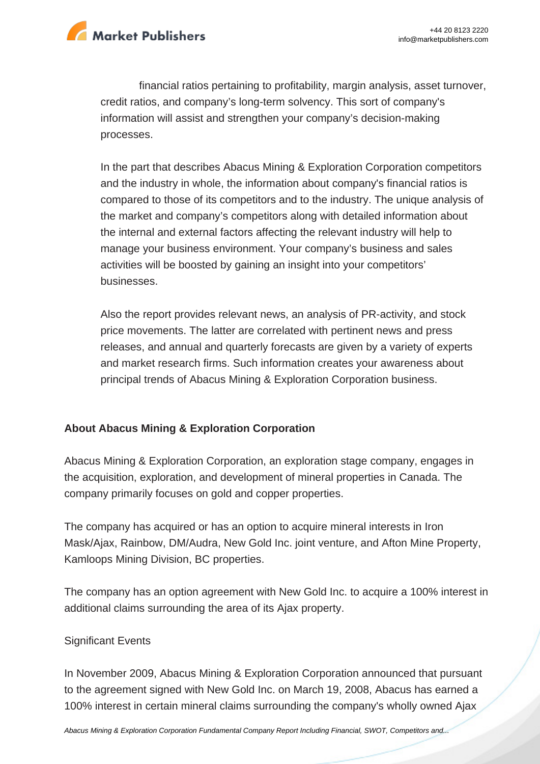financial ratios pertaining to profitability, margin analysis, asset turnover, credit ratios, and company's long-term solvency. This sort of company's information will assist and strengthen your company's decision-making processes.

In the part that describes Abacus Mining & Exploration Corporation competitors and the industry in whole, the information about company's financial ratios is compared to those of its competitors and to the industry. The unique analysis of the market and company's competitors along with detailed information about the internal and external factors affecting the relevant industry will help to manage your business environment. Your company's business and sales activities will be boosted by gaining an insight into your competitors' businesses.

Also the report provides relevant news, an analysis of PR-activity, and stock price movements. The latter are correlated with pertinent news and press releases, and annual and quarterly forecasts are given by a variety of experts and market research firms. Such information creates your awareness about principal trends of Abacus Mining & Exploration Corporation business.

**About Abacus Mining & Exploration Corporation**

Abacus Mining & Exploration Corporation, an exploration stage company, engages in the acquisition, exploration, and development of mineral properties in Canada. The company primarily focuses on gold and copper properties.

The company has acquired or has an option to acquire mineral interests in Iron Mask/Ajax, Rainbow, DM/Audra, New Gold Inc. joint venture, and Afton Mine Property, Kamloops Mining Division, BC properties.

The company has an option agreement with New Gold Inc. to acquire a 100% interest in additional claims surrounding the area of its Ajax property.

Significant Events

In November 2009, Abacus Mining & Exploration Corporation announced that pursuant to the agreement signed with New Gold Inc. on March 19, 2008, Abacus has earned a 100% interest in certain mineral claims surrounding the company's wholly owned Ajax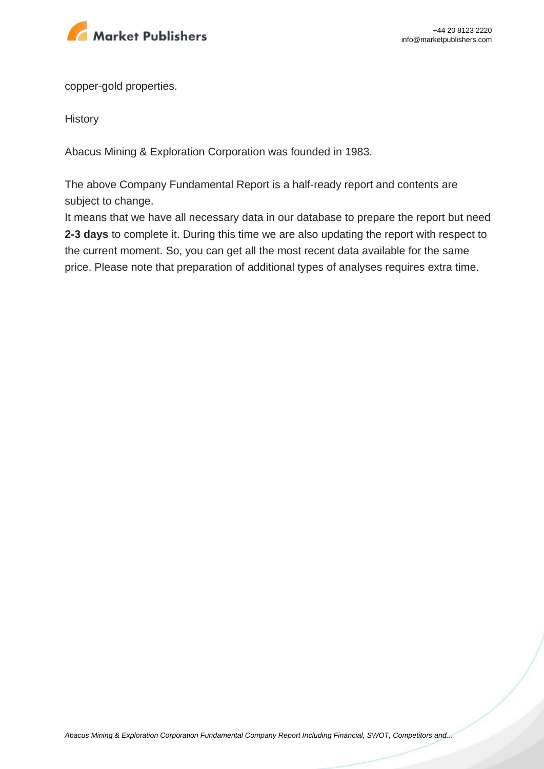copper-gold properties.

History

Abacus Mining & Exploration Corporation was founded in 1983.

The above Company Fundamental Report is a half-ready report and contents are subject to change.
It means that we have all necessary data in our database to prepare the report but need **2-3 days** to complete it. During this time we are also updating the report with respect to the current moment. So, you can get all the most recent data available for the same price. Please note that preparation of additional types of analyses requires extra time.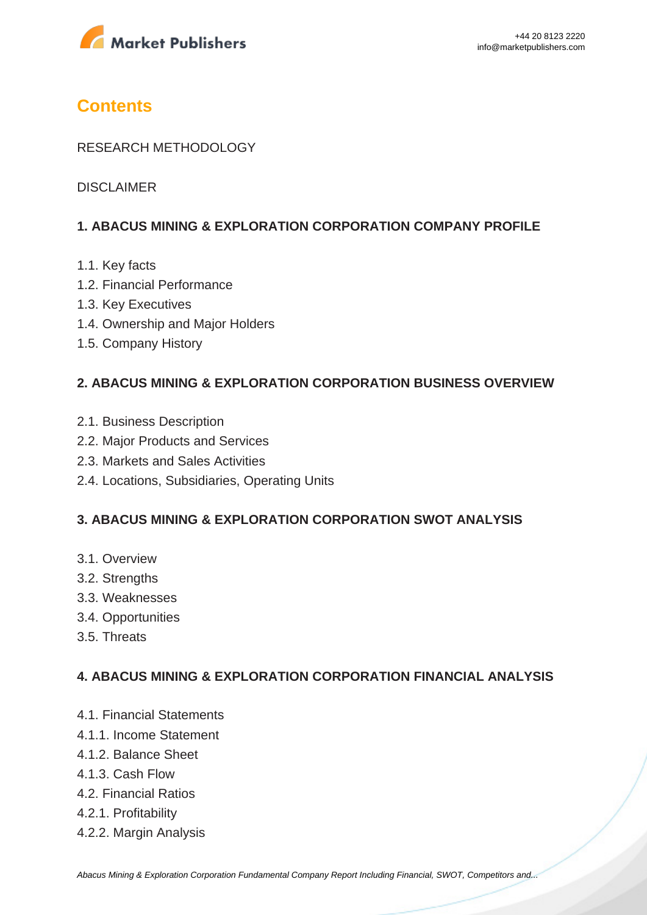# Contents

RESEARCH METHODOLOGY

DISCLAIMER

### 1. ABACUS MINING & EXPLORATION CORPORATION COMPANY PROFILE

1.1. Key facts
1.2. Financial Performance
1.3. Key Executives
1.4. Ownership and Major Holders
1.5. Company History

### 2. ABACUS MINING & EXPLORATION CORPORATION BUSINESS OVERVIEW

2.1. Business Description
2.2. Major Products and Services
2.3. Markets and Sales Activities
2.4. Locations, Subsidiaries, Operating Units

### 3. ABACUS MINING & EXPLORATION CORPORATION SWOT ANALYSIS

3.1. Overview
3.2. Strengths
3.3. Weaknesses
3.4. Opportunities
3.5. Threats

### 4. ABACUS MINING & EXPLORATION CORPORATION FINANCIAL ANALYSIS

4.1. Financial Statements
4.1.1. Income Statement
4.1.2. Balance Sheet
4.1.3. Cash Flow
4.2. Financial Ratios
4.2.1. Profitability
4.2.2. Margin Analysis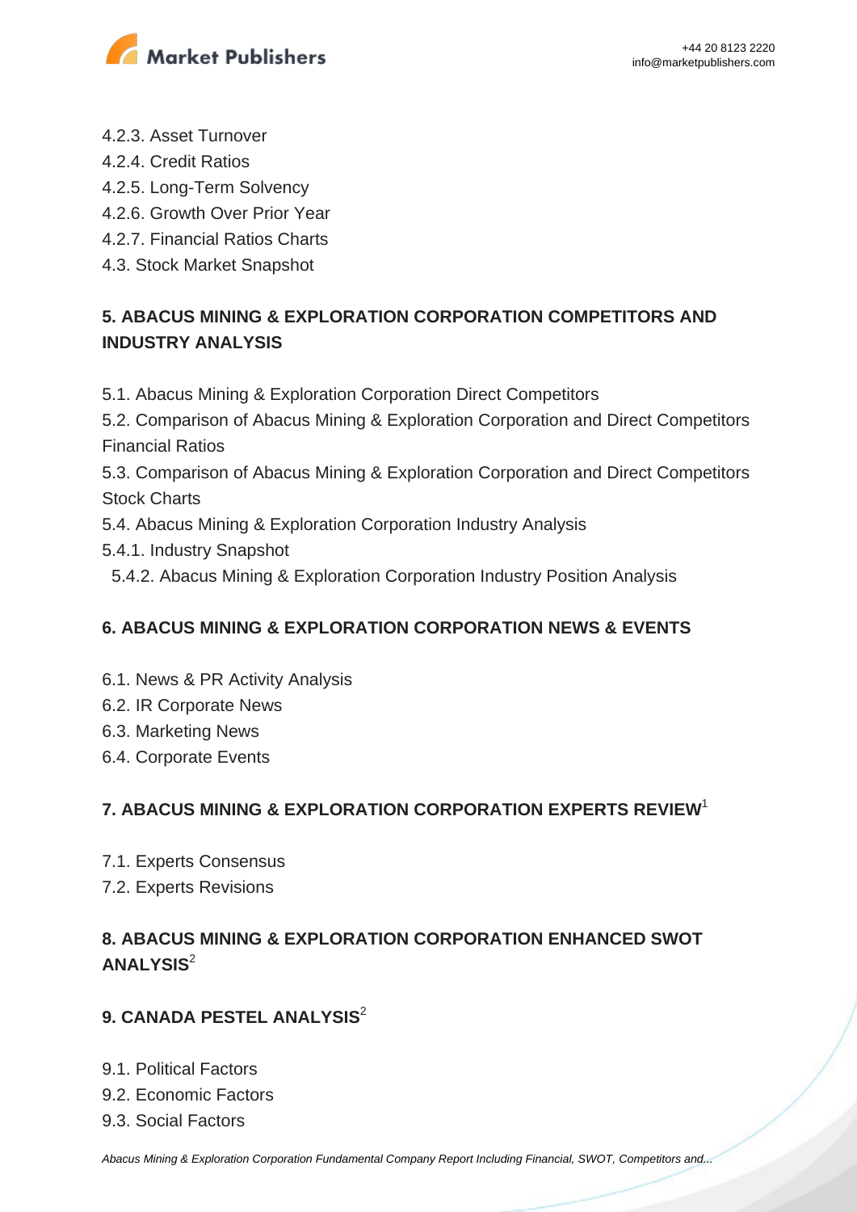4.2.3. Asset Turnover
4.2.4. Credit Ratios
4.2.5. Long-Term Solvency
4.2.6. Growth Over Prior Year
4.2.7. Financial Ratios Charts
4.3. Stock Market Snapshot

## 5. ABACUS MINING & EXPLORATION CORPORATION COMPETITORS AND INDUSTRY ANALYSIS

5.1. Abacus Mining & Exploration Corporation Direct Competitors
5.2. Comparison of Abacus Mining & Exploration Corporation and Direct Competitors Financial Ratios
5.3. Comparison of Abacus Mining & Exploration Corporation and Direct Competitors Stock Charts
5.4. Abacus Mining & Exploration Corporation Industry Analysis
5.4.1. Industry Snapshot
5.4.2. Abacus Mining & Exploration Corporation Industry Position Analysis

## 6. ABACUS MINING & EXPLORATION CORPORATION NEWS & EVENTS

6.1. News & PR Activity Analysis
6.2. IR Corporate News
6.3. Marketing News
6.4. Corporate Events

## 7. ABACUS MINING & EXPLORATION CORPORATION EXPERTS REVIEW[1]

7.1. Experts Consensus
7.2. Experts Revisions

## 8. ABACUS MINING & EXPLORATION CORPORATION ENHANCED SWOT ANALYSIS[2]

## 9. CANADA PESTEL ANALYSIS[2]

9.1. Political Factors
9.2. Economic Factors
9.3. Social Factors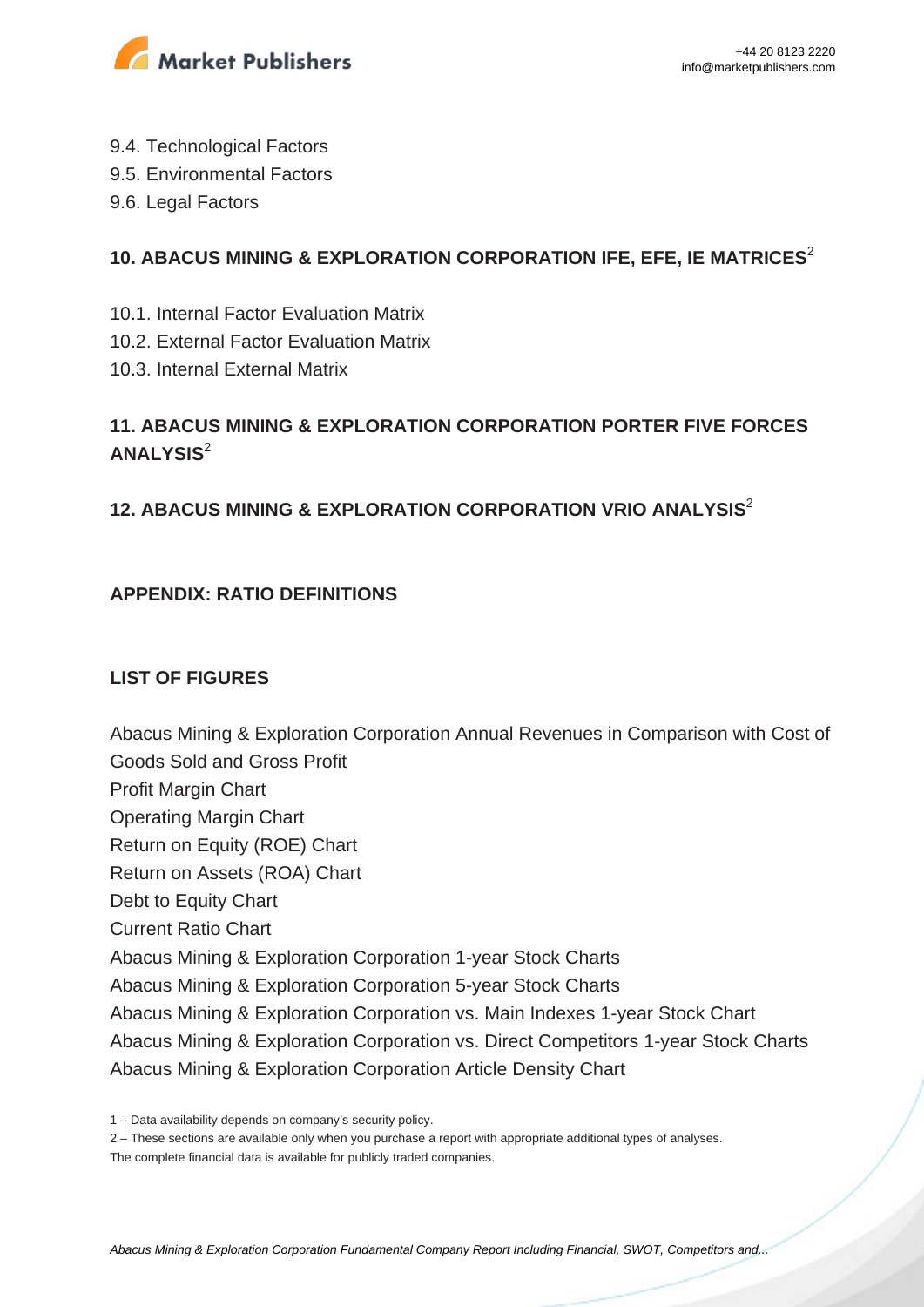9.4. Technological Factors
9.5. Environmental Factors
9.6. Legal Factors

## 10. ABACUS MINING & EXPLORATION CORPORATION IFE, EFE, IE MATRICES[2]

10.1. Internal Factor Evaluation Matrix
10.2. External Factor Evaluation Matrix
10.3. Internal External Matrix

## 11. ABACUS MINING & EXPLORATION CORPORATION PORTER FIVE FORCES ANALYSIS[2]

## 12. ABACUS MINING & EXPLORATION CORPORATION VRIO ANALYSIS[2]

## APPENDIX: RATIO DEFINITIONS

## LIST OF FIGURES

Abacus Mining & Exploration Corporation Annual Revenues in Comparison with Cost of Goods Sold and Gross Profit
Profit Margin Chart
Operating Margin Chart
Return on Equity (ROE) Chart
Return on Assets (ROA) Chart
Debt to Equity Chart
Current Ratio Chart
Abacus Mining & Exploration Corporation 1-year Stock Charts
Abacus Mining & Exploration Corporation 5-year Stock Charts
Abacus Mining & Exploration Corporation vs. Main Indexes 1-year Stock Chart
Abacus Mining & Exploration Corporation vs. Direct Competitors 1-year Stock Charts
Abacus Mining & Exploration Corporation Article Density Chart

1 – Data availability depends on company's security policy.
2 – These sections are available only when you purchase a report with appropriate additional types of analyses.
The complete financial data is available for publicly traded companies.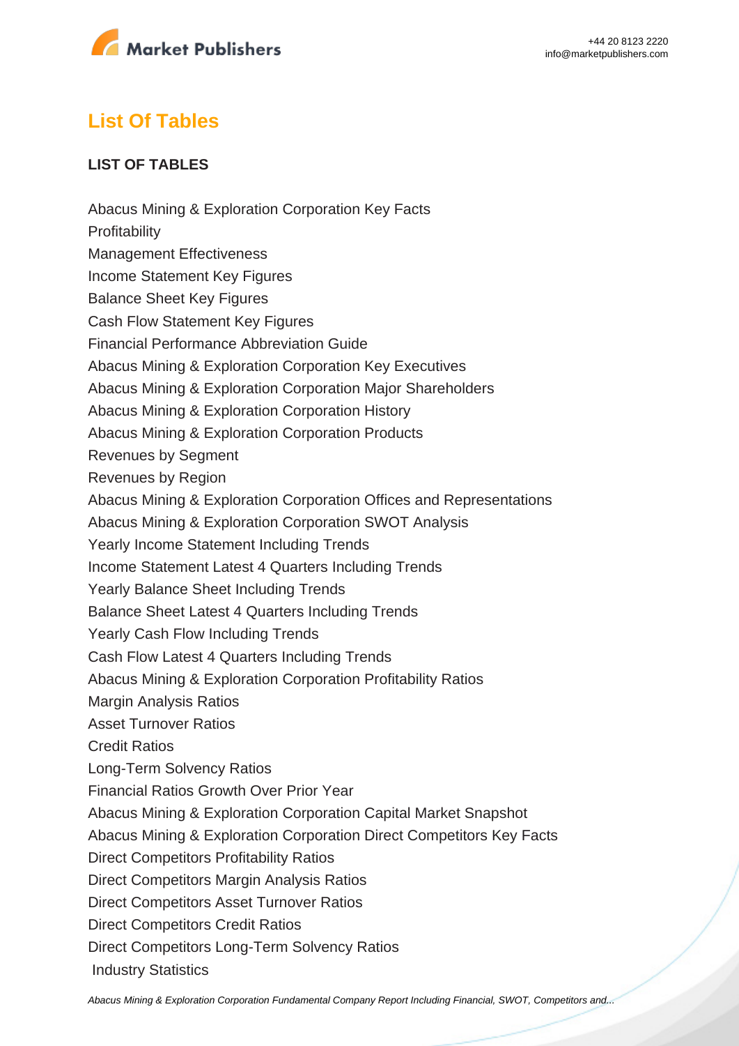## List Of Tables

**LIST OF TABLES**

Abacus Mining & Exploration Corporation Key Facts
Profitability
Management Effectiveness
Income Statement Key Figures
Balance Sheet Key Figures
Cash Flow Statement Key Figures
Financial Performance Abbreviation Guide
Abacus Mining & Exploration Corporation Key Executives
Abacus Mining & Exploration Corporation Major Shareholders
Abacus Mining & Exploration Corporation History
Abacus Mining & Exploration Corporation Products
Revenues by Segment
Revenues by Region
Abacus Mining & Exploration Corporation Offices and Representations
Abacus Mining & Exploration Corporation SWOT Analysis
Yearly Income Statement Including Trends
Income Statement Latest 4 Quarters Including Trends
Yearly Balance Sheet Including Trends
Balance Sheet Latest 4 Quarters Including Trends
Yearly Cash Flow Including Trends
Cash Flow Latest 4 Quarters Including Trends
Abacus Mining & Exploration Corporation Profitability Ratios
Margin Analysis Ratios
Asset Turnover Ratios
Credit Ratios
Long-Term Solvency Ratios
Financial Ratios Growth Over Prior Year
Abacus Mining & Exploration Corporation Capital Market Snapshot
Abacus Mining & Exploration Corporation Direct Competitors Key Facts
Direct Competitors Profitability Ratios
Direct Competitors Margin Analysis Ratios
Direct Competitors Asset Turnover Ratios
Direct Competitors Credit Ratios
Direct Competitors Long-Term Solvency Ratios
Industry Statistics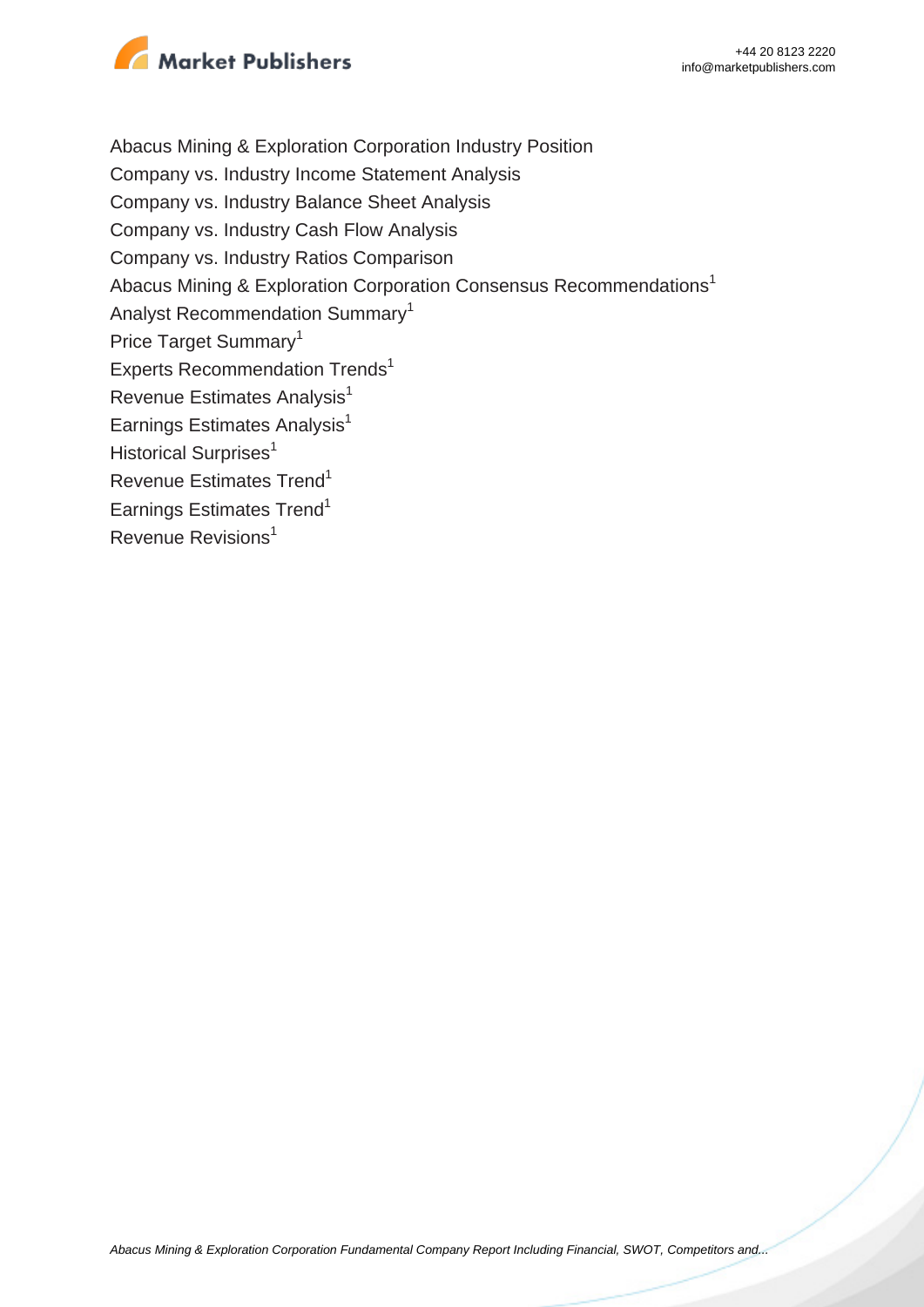Abacus Mining & Exploration Corporation Industry Position

Company vs. Industry Income Statement Analysis

Company vs. Industry Balance Sheet Analysis

Company vs. Industry Cash Flow Analysis

Company vs. Industry Ratios Comparison

Abacus Mining & Exploration Corporation Consensus Recommendations[1]

Analyst Recommendation Summary[1]

Price Target Summary[1]

Experts Recommendation Trends[1]

Revenue Estimates Analysis[1]

Earnings Estimates Analysis[1]

Historical Surprises[1]

Revenue Estimates Trend[1]

Earnings Estimates Trend[1]

Revenue Revisions[1]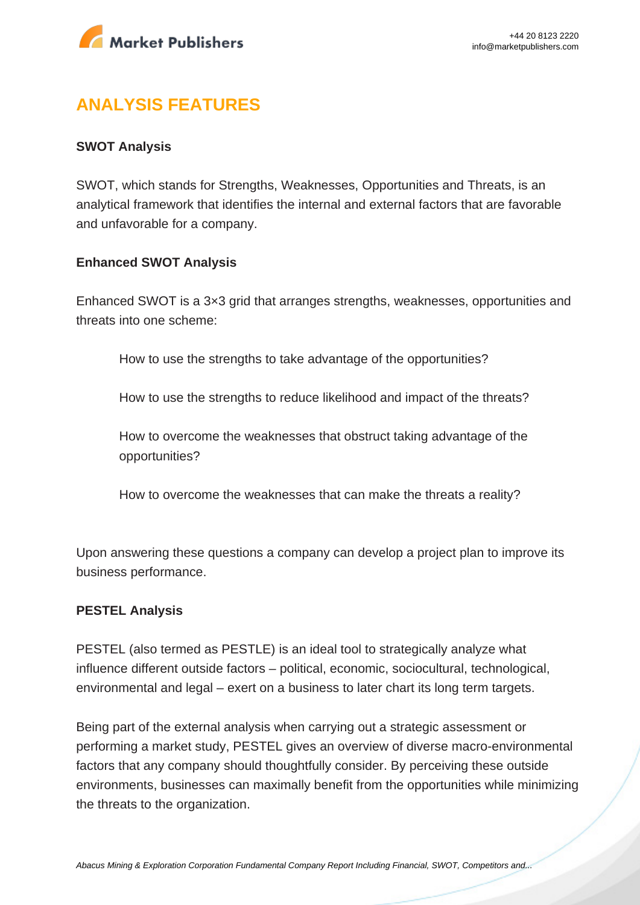## ANALYSIS FEATURES

### SWOT Analysis

SWOT, which stands for Strengths, Weaknesses, Opportunities and Threats, is an analytical framework that identifies the internal and external factors that are favorable and unfavorable for a company.

### Enhanced SWOT Analysis

Enhanced SWOT is a 3×3 grid that arranges strengths, weaknesses, opportunities and threats into one scheme:

> How to use the strengths to take advantage of the opportunities?
>
> How to use the strengths to reduce likelihood and impact of the threats?
>
> How to overcome the weaknesses that obstruct taking advantage of the opportunities?
>
> How to overcome the weaknesses that can make the threats a reality?

Upon answering these questions a company can develop a project plan to improve its business performance.

### PESTEL Analysis

PESTEL (also termed as PESTLE) is an ideal tool to strategically analyze what influence different outside factors – political, economic, sociocultural, technological, environmental and legal – exert on a business to later chart its long term targets.

Being part of the external analysis when carrying out a strategic assessment or performing a market study, PESTEL gives an overview of diverse macro-environmental factors that any company should thoughtfully consider. By perceiving these outside environments, businesses can maximally benefit from the opportunities while minimizing the threats to the organization.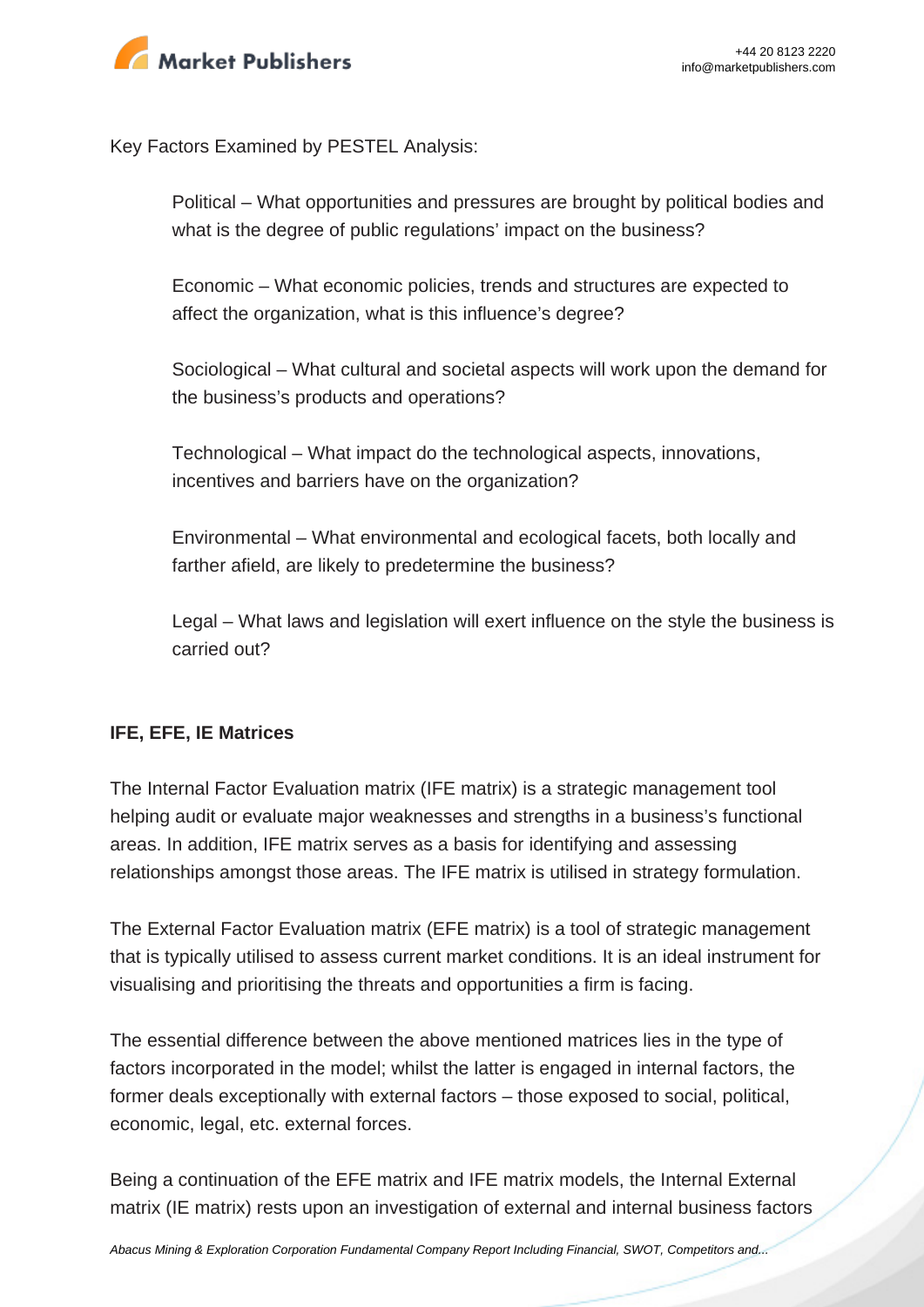Key Factors Examined by PESTEL Analysis:

- Political – What opportunities and pressures are brought by political bodies and what is the degree of public regulations' impact on the business?
- Economic – What economic policies, trends and structures are expected to affect the organization, what is this influence's degree?
- Sociological – What cultural and societal aspects will work upon the demand for the business's products and operations?
- Technological – What impact do the technological aspects, innovations, incentives and barriers have on the organization?
- Environmental – What environmental and ecological facets, both locally and farther afield, are likely to predetermine the business?
- Legal – What laws and legislation will exert influence on the style the business is carried out?

**IFE, EFE, IE Matrices**

The Internal Factor Evaluation matrix (IFE matrix) is a strategic management tool helping audit or evaluate major weaknesses and strengths in a business's functional areas. In addition, IFE matrix serves as a basis for identifying and assessing relationships amongst those areas. The IFE matrix is utilised in strategy formulation.

The External Factor Evaluation matrix (EFE matrix) is a tool of strategic management that is typically utilised to assess current market conditions. It is an ideal instrument for visualising and prioritising the threats and opportunities a firm is facing.

The essential difference between the above mentioned matrices lies in the type of factors incorporated in the model; whilst the latter is engaged in internal factors, the former deals exceptionally with external factors – those exposed to social, political, economic, legal, etc. external forces.

Being a continuation of the EFE matrix and IFE matrix models, the Internal External matrix (IE matrix) rests upon an investigation of external and internal business factors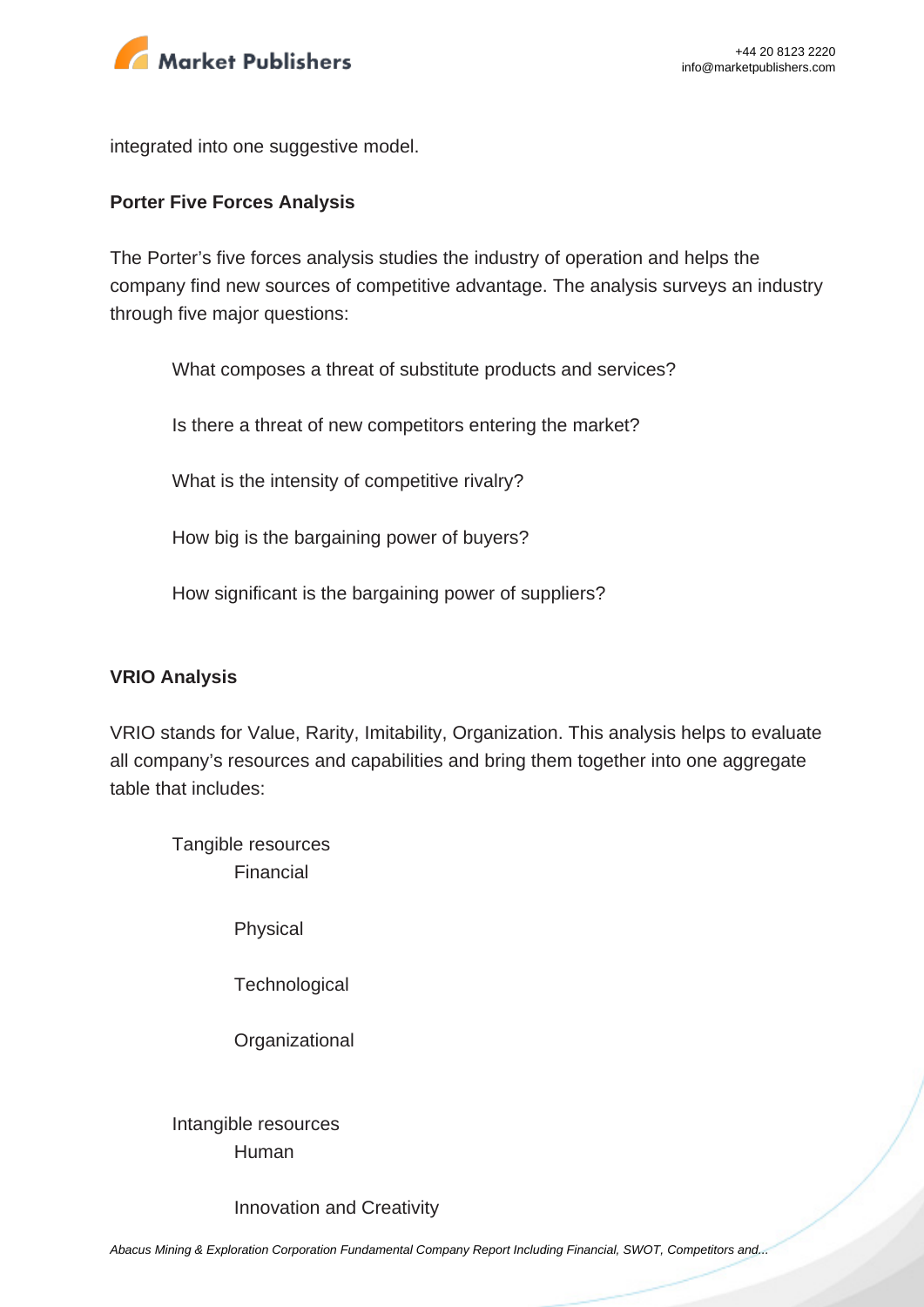integrated into one suggestive model.

**Porter Five Forces Analysis**

The Porter's five forces analysis studies the industry of operation and helps the company find new sources of competitive advantage. The analysis surveys an industry through five major questions:

- What composes a threat of substitute products and services?
- Is there a threat of new competitors entering the market?
- What is the intensity of competitive rivalry?
- How big is the bargaining power of buyers?
- How significant is the bargaining power of suppliers?

**VRIO Analysis**

VRIO stands for Value, Rarity, Imitability, Organization. This analysis helps to evaluate all company's resources and capabilities and bring them together into one aggregate table that includes:

- Tangible resources
  - Financial
  - Physical
  - Technological
  - Organizational
- Intangible resources
  - Human
  - Innovation and Creativity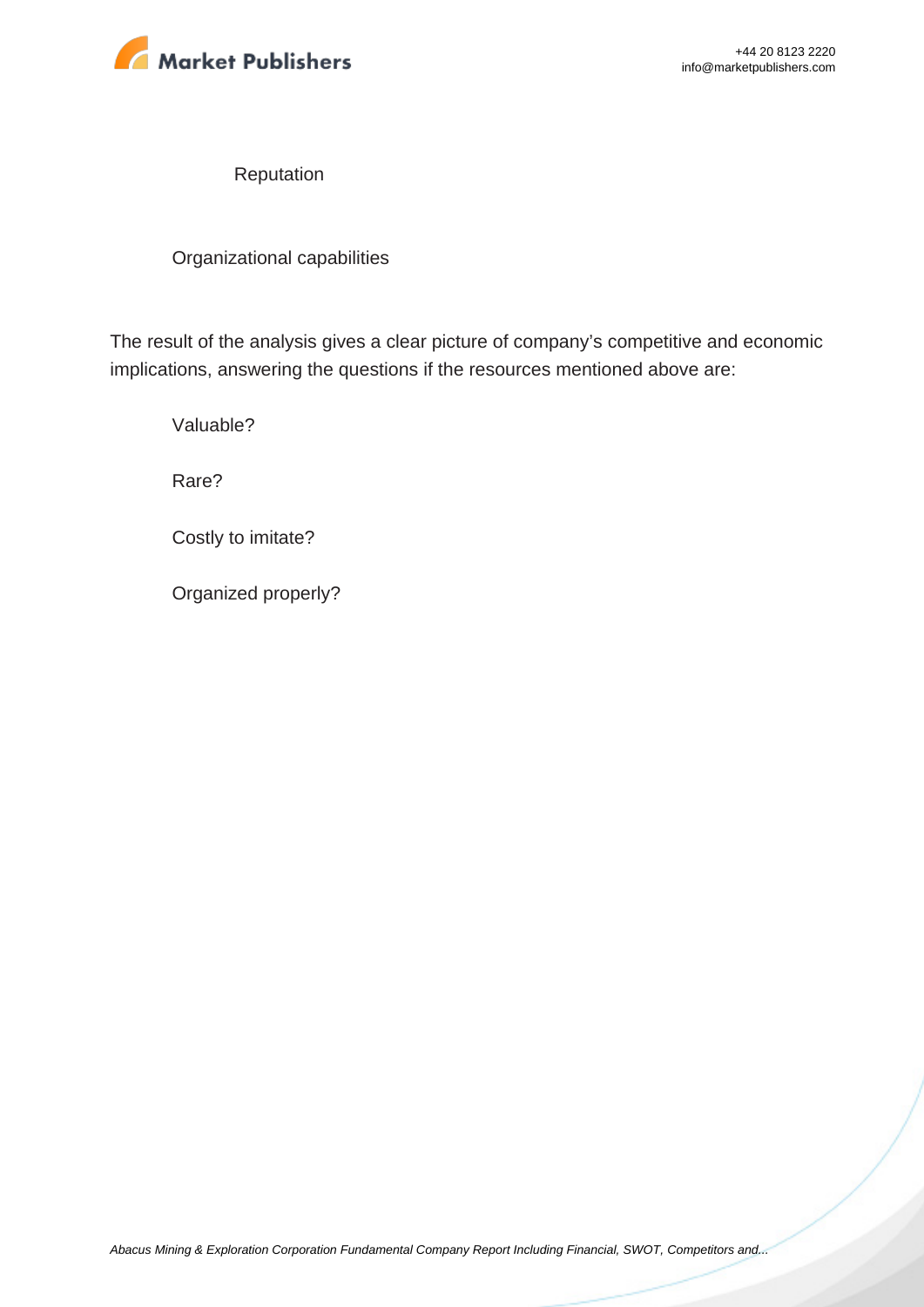Reputation

Organizational capabilities

The result of the analysis gives a clear picture of company's competitive and economic implications, answering the questions if the resources mentioned above are:

Valuable?

Rare?

Costly to imitate?

Organized properly?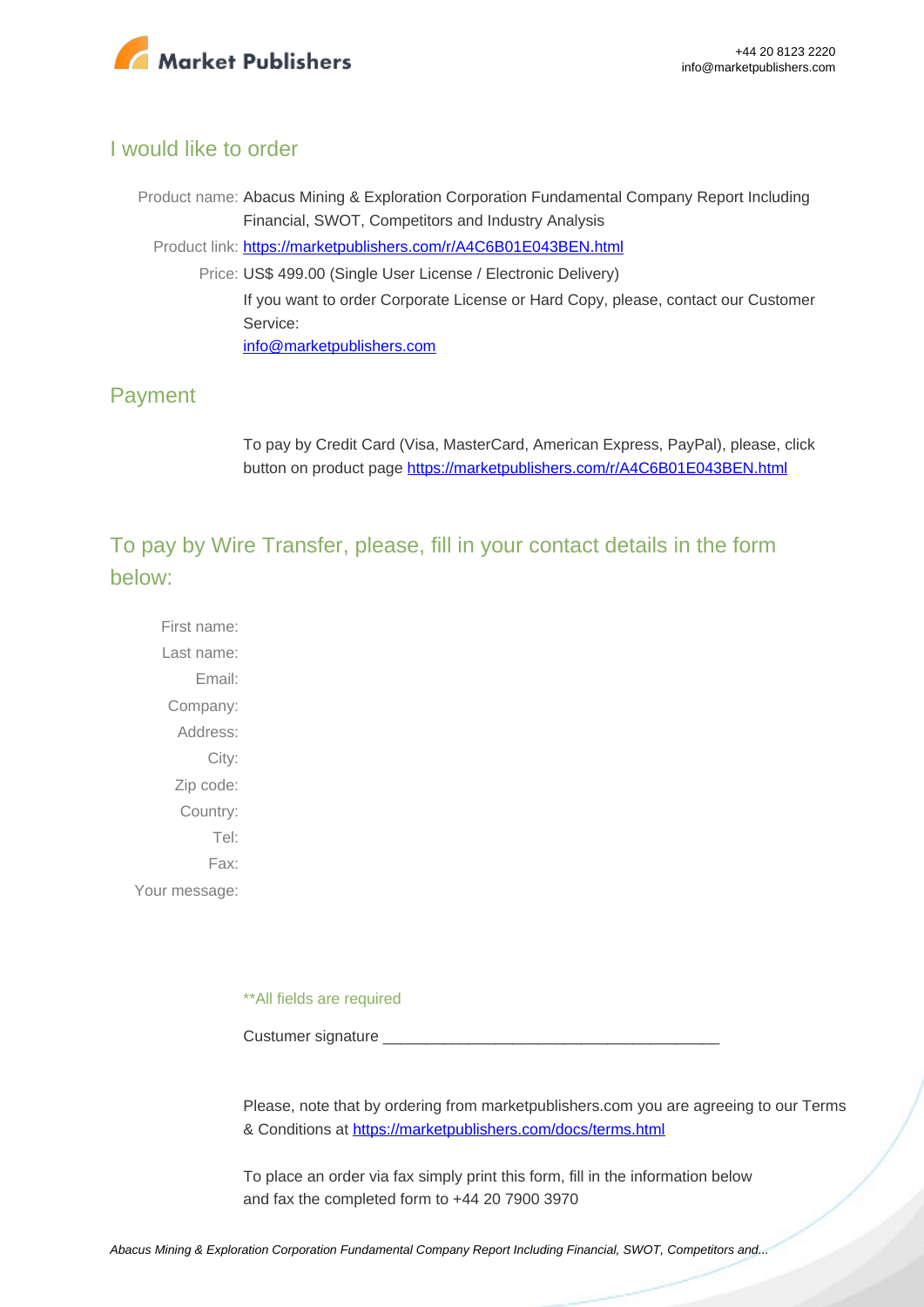## I would like to order

Product name: Abacus Mining & Exploration Corporation Fundamental Company Report Including Financial, SWOT, Competitors and Industry Analysis

Product link: [https://marketpublishers.com/r/A4C6B01E043BEN.html](https://marketpublishers.com/r/A4C6B01E043BEN.html)

Price: US$ 499.00 (Single User License / Electronic Delivery)

If you want to order Corporate License or Hard Copy, please, contact our Customer Service:

[info@marketpublishers.com](mailto:info@marketpublishers.com)

## Payment

To pay by Credit Card (Visa, MasterCard, American Express, PayPal), please, click button on product page [https://marketpublishers.com/r/A4C6B01E043BEN.html](https://marketpublishers.com/r/A4C6B01E043BEN.html)

## To pay by Wire Transfer, please, fill in your contact details in the form below:

First name:

Last name:

Email:

Company:

Address:

City:

Zip code:

Country:

Tel:

Fax:

Your message:

**All fields are required

Custumer signature _______________________________________

Please, note that by ordering from marketpublishers.com you are agreeing to our Terms & Conditions at [https://marketpublishers.com/docs/terms.html](https://marketpublishers.com/docs/terms.html)

To place an order via fax simply print this form, fill in the information below and fax the completed form to +44 20 7900 3970